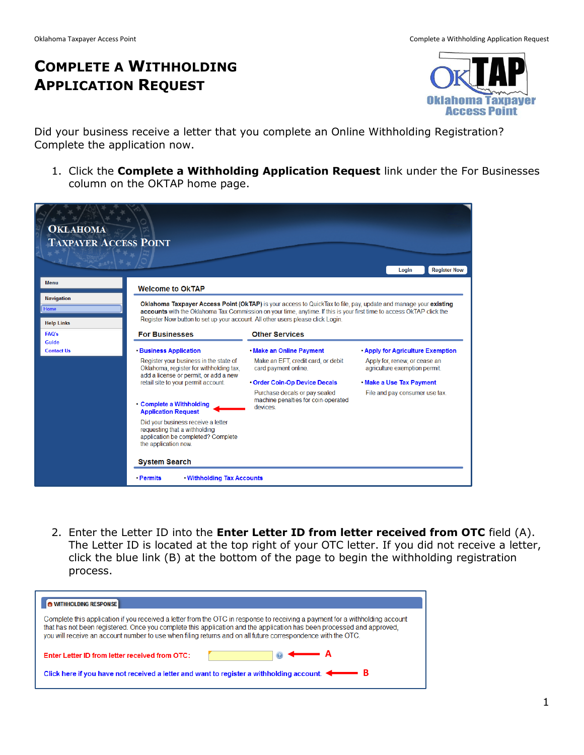# Complete a Withholding Application Request

Did your business receive a letter that you complete an Online Withholding Registration? Complete the application now.

1. Click the **Complete a Withholding Application Request** link under the For Businesses column on the OKTAP home page.

2. Enter the Letter ID into the **Enter Letter ID from letter received from OTC** field (A). The Letter ID is located at the top right of your OTC letter. If you did not receive a letter, click the blue link (B) at the bottom of the page to begin the withholding registration process.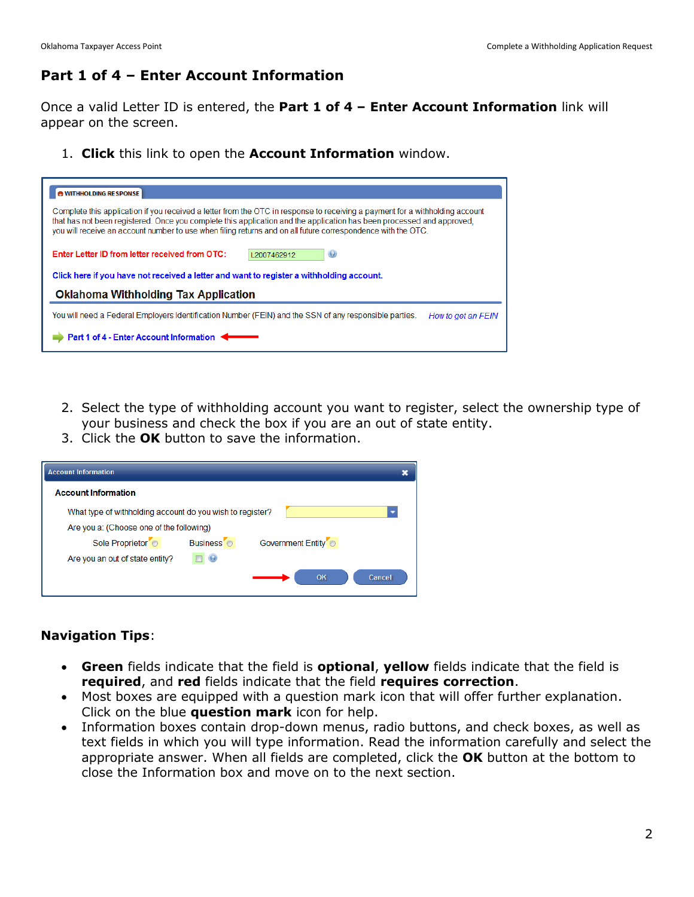## Part 1 of 4 – Enter Account Information

Once a valid Letter ID is entered, the **Part 1 of 4 – Enter Account Information** link will appear on the screen.

1. **Click** this link to open the **Account Information** window.

2. Select the type of withholding account you want to register, select the ownership type of your business and check the box if you are an out of state entity.
3. Click the **OK** button to save the information.

**Navigation Tips**:

- **Green** fields indicate that the field is **optional**, **yellow** fields indicate that the field is **required**, and **red** fields indicate that the field **requires correction**.
- Most boxes are equipped with a question mark icon that will offer further explanation. Click on the blue **question mark** icon for help.
- Information boxes contain drop-down menus, radio buttons, and check boxes, as well as text fields in which you will type information. Read the information carefully and select the appropriate answer. When all fields are completed, click the **OK** button at the bottom to close the Information box and move on to the next section.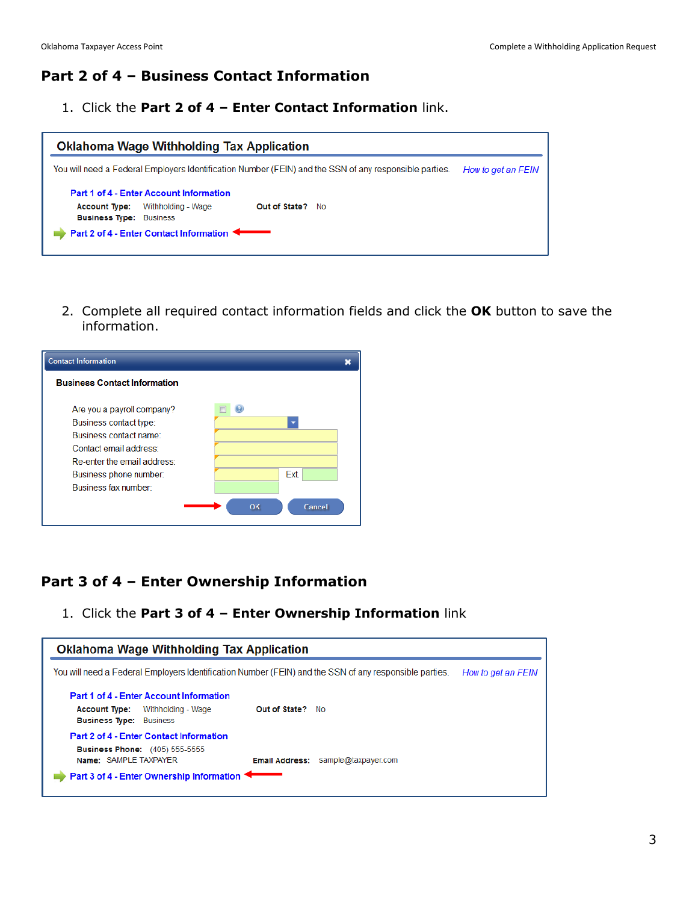## Part 2 of 4 – Business Contact Information

1. Click the **Part 2 of 4 – Enter Contact Information** link.

**Oklahoma Wage Withholding Tax Application**

You will need a Federal Employers Identification Number (FEIN) and the SSN of any responsible parties. *How to get an FEIN*

Part 1 of 4 - Enter Account Information

**Account Type:** Withholding - Wage **Out of State?** No
**Business Type:** Business

Part 2 of 4 - Enter Contact Information

2. Complete all required contact information fields and click the **OK** button to save the information.

**Contact Information**

**Business Contact Information**

Are you a payroll company?
Business contact type:
Business contact name:
Contact email address:
Re-enter the email address:
Business phone number: Ext.
Business fax number:

OK Cancel

## Part 3 of 4 – Enter Ownership Information

1. Click the **Part 3 of 4 – Enter Ownership Information** link

**Oklahoma Wage Withholding Tax Application**

You will need a Federal Employers Identification Number (FEIN) and the SSN of any responsible parties. *How to get an FEIN*

Part 1 of 4 - Enter Account Information

**Account Type:** Withholding - Wage **Out of State?** No
**Business Type:** Business

Part 2 of 4 - Enter Contact Information

**Business Phone:** (405) 555-5555
**Name:** SAMPLE TAXPAYER **Email Address:** sample@taxpayer.com

Part 3 of 4 - Enter Ownership Information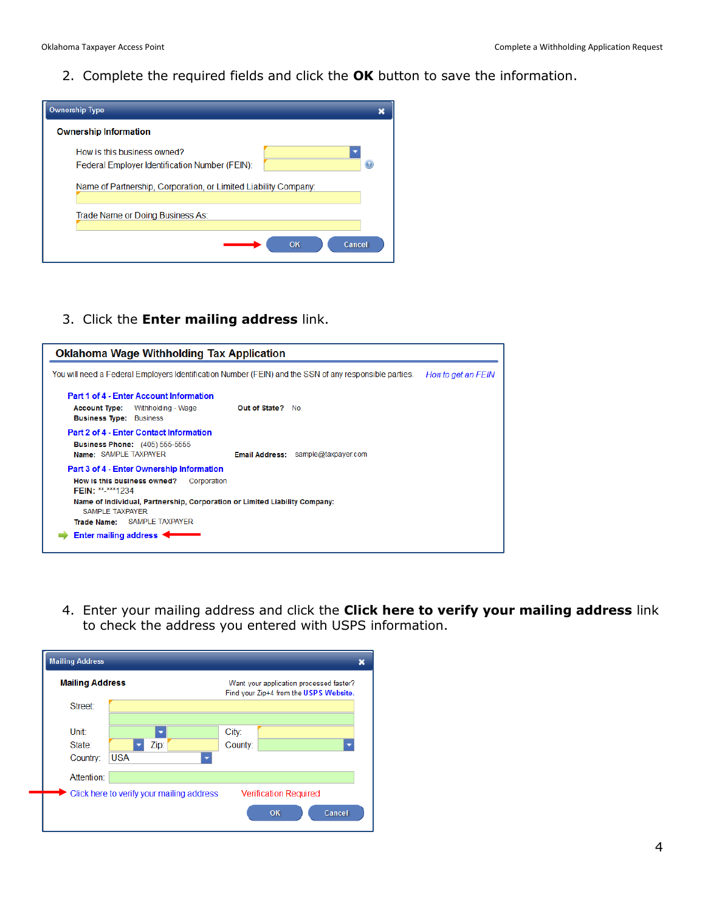2. Complete the required fields and click the **OK** button to save the information.

**Ownership Type**

**Ownership Information**

How is this business owned?

Federal Employer Identification Number (FEIN):

Name of Partnership, Corporation, or Limited Liability Company:

Trade Name or Doing Business As:

OK | Cancel

3. Click the **Enter mailing address** link.

**Oklahoma Wage Withholding Tax Application**

You will need a Federal Employers Identification Number (FEIN) and the SSN of any responsible parties. *How to get an FEIN*

**Part 1 of 4 - Enter Account Information**

**Account Type:** Withholding - Wage **Out of State?** No

**Business Type:** Business

**Part 2 of 4 - Enter Contact Information**

**Business Phone:** (405) 555-5555

**Name:** SAMPLE TAXPAYER **Email Address:** sample@taxpayer.com

**Part 3 of 4 - Enter Ownership Information**

**How is this business owned?** Corporation

**FEIN:** **-***1234

**Name of Individual, Partnership, Corporation or Limited Liability Company:**

SAMPLE TAXPAYER

**Trade Name:** SAMPLE TAXPAYER

**Enter mailing address**

4. Enter your mailing address and click the **Click here to verify your mailing address** link to check the address you entered with USPS information.

**Mailing Address**

**Mailing Address**

Want your application processed faster? Find your Zip+4 from the **USPS Website**.

Street:

Unit: City:

State: Zip: County:

Country: USA

Attention:

Click here to verify your mailing address Verification Required

OK | Cancel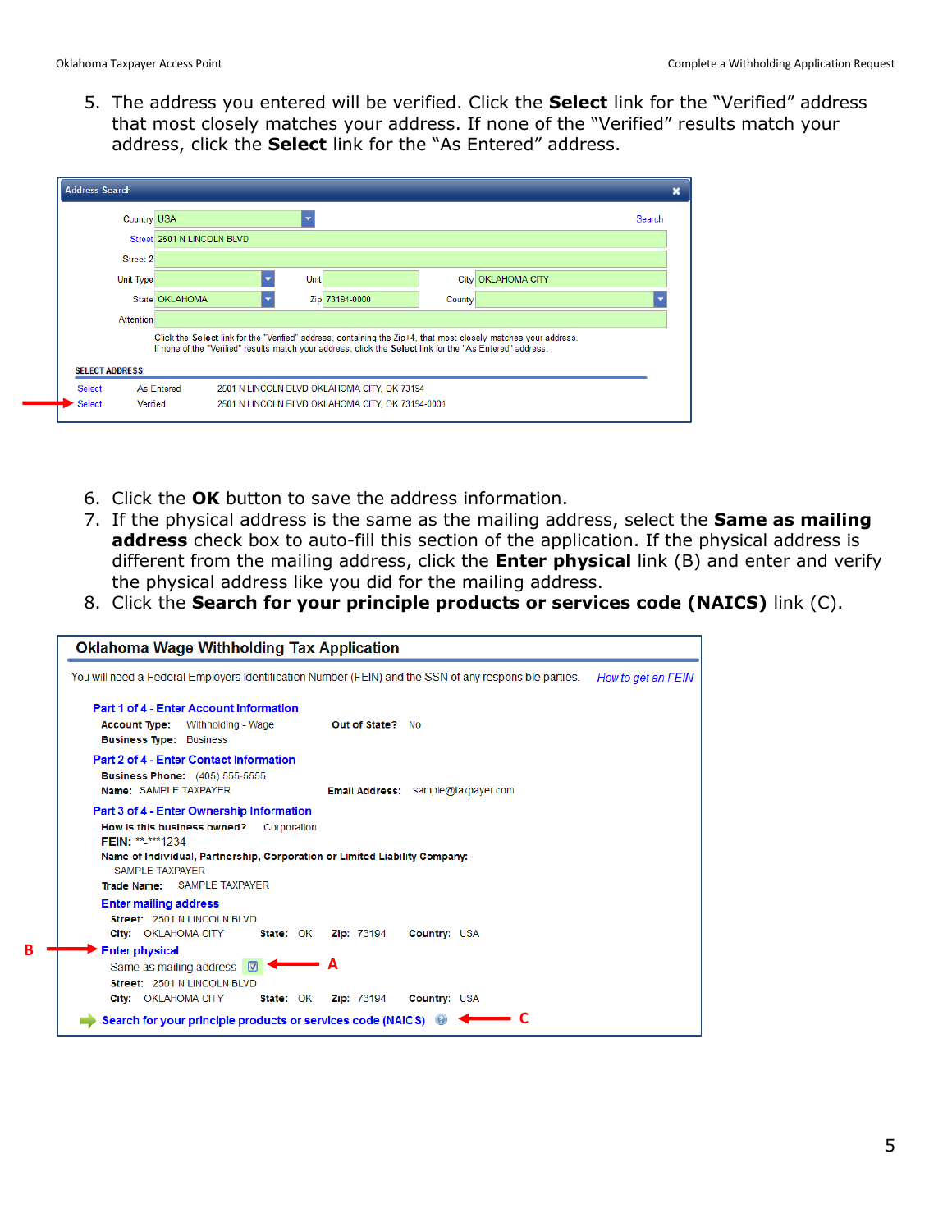5. The address you entered will be verified. Click the **Select** link for the "Verified" address that most closely matches your address. If none of the "Verified" results match your address, click the **Select** link for the "As Entered" address.

6. Click the **OK** button to save the address information.
7. If the physical address is the same as the mailing address, select the **Same as mailing address** check box to auto-fill this section of the application. If the physical address is different from the mailing address, click the **Enter physical** link (B) and enter and verify the physical address like you did for the mailing address.
8. Click the **Search for your principle products or services code (NAICS)** link (C).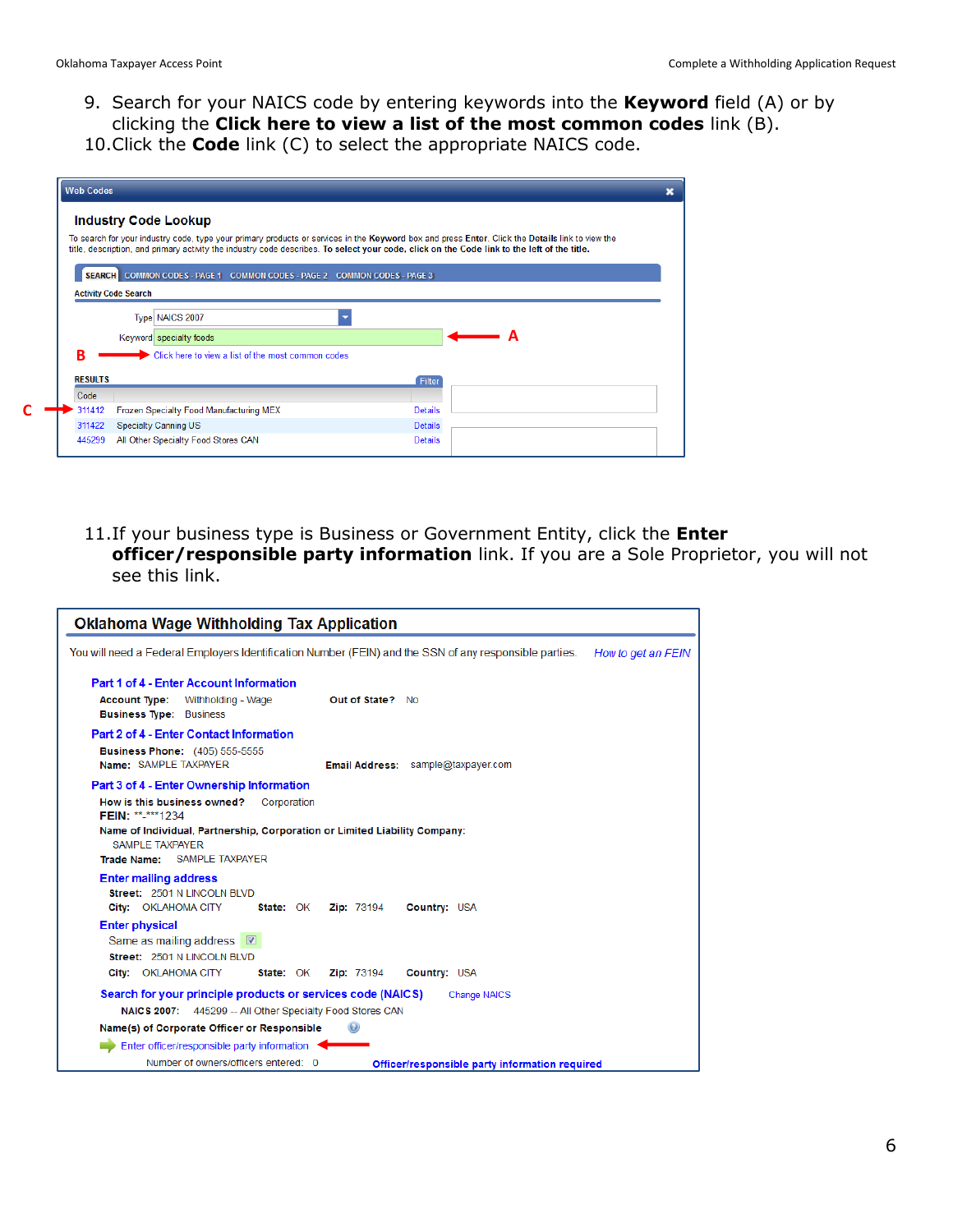9. Search for your NAICS code by entering keywords into the **Keyword** field (A) or by clicking the **Click here to view a list of the most common codes** link (B).
10. Click the **Code** link (C) to select the appropriate NAICS code.

Web Codes

**Industry Code Lookup**

To search for your industry code, type your primary products or services in the **Keyword** box and press **Enter**. Click the **Details** link to view the title, description, and primary activity the industry code describes. **To select your code, click on the Code link to the left of the title.**

SEARCH | COMMON CODES - PAGE 1 | COMMON CODES - PAGE 2 | COMMON CODES - PAGE 3

Activity Code Search

Type: NAICS 2007

Keyword: specialty foods ← A

B → Click here to view a list of the most common codes

RESULTS

| Code | | |
|---|---|---|
| 311412 | Frozen Specialty Food Manufacturing MEX | Details |
| 311422 | Specialty Canning US | Details |
| 445299 | All Other Specialty Food Stores CAN | Details |

11. If your business type is Business or Government Entity, click the **Enter officer/responsible party information** link. If you are a Sole Proprietor, you will not see this link.

**Oklahoma Wage Withholding Tax Application**

You will need a Federal Employers Identification Number (FEIN) and the SSN of any responsible parties. *How to get an FEIN*

**Part 1 of 4 - Enter Account Information**

**Account Type:** Withholding - Wage **Out of State?** No
**Business Type:** Business

**Part 2 of 4 - Enter Contact Information**

**Business Phone:** (405) 555-5555
**Name:** SAMPLE TAXPAYER **Email Address:** sample@taxpayer.com

**Part 3 of 4 - Enter Ownership Information**

**How is this business owned?** Corporation
**FEIN:** **-***1234
**Name of Individual, Partnership, Corporation or Limited Liability Company:**
SAMPLE TAXPAYER
**Trade Name:** SAMPLE TAXPAYER

**Enter mailing address**
**Street:** 2501 N LINCOLN BLVD
**City:** OKLAHOMA CITY **State:** OK **Zip:** 73194 **Country:** USA

**Enter physical**
Same as mailing address ☑
**Street:** 2501 N LINCOLN BLVD
**City:** OKLAHOMA CITY **State:** OK **Zip:** 73194 **Country:** USA

**Search for your principle products or services code (NAICS)** Change NAICS
**NAICS 2007:** 445299 -- All Other Specialty Food Stores CAN

**Name(s) of Corporate Officer or Responsible**
Enter officer/responsible party information ←
Number of owners/officers entered: 0 **Officer/responsible party information required**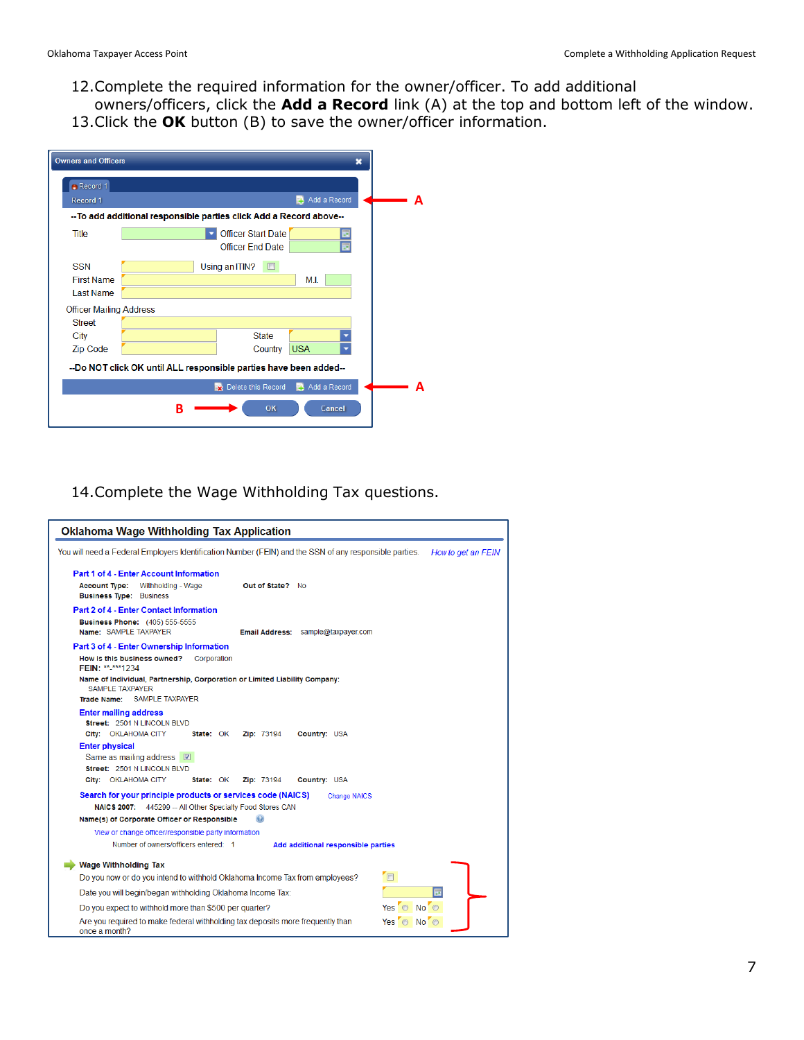12. Complete the required information for the owner/officer. To add additional owners/officers, click the **Add a Record** link (A) at the top and bottom left of the window.
13. Click the **OK** button (B) to save the owner/officer information.

Owners and Officers

Record 1

Record 1 — Add a Record — A

--To add additional responsible parties click Add a Record above--

Title — Officer Start Date — Officer End Date

SSN — Using an ITIN?

First Name — M.I.

Last Name

Officer Mailing Address

Street

City — State

Zip Code — Country USA

--Do NOT click OK until ALL responsible parties have been added--

Delete this Record — Add a Record — A

B — OK — Cancel

14. Complete the Wage Withholding Tax questions.

**Oklahoma Wage Withholding Tax Application**

You will need a Federal Employers Identification Number (FEIN) and the SSN of any responsible parties. *How to get an FEIN*

**Part 1 of 4 - Enter Account Information**

**Account Type:** Withholding - Wage **Out of State?** No

**Business Type:** Business

**Part 2 of 4 - Enter Contact Information**

**Business Phone:** (405) 555-5555

**Name:** SAMPLE TAXPAYER **Email Address:** sample@taxpayer.com

**Part 3 of 4 - Enter Ownership Information**

**How is this business owned?** Corporation

**FEIN:** **-***1234

**Name of Individual, Partnership, Corporation or Limited Liability Company:** SAMPLE TAXPAYER

**Trade Name:** SAMPLE TAXPAYER

**Enter mailing address**

**Street:** 2501 N LINCOLN BLVD

**City:** OKLAHOMA CITY **State:** OK **Zip:** 73194 **Country:** USA

**Enter physical**

Same as mailing address ☑

**Street:** 2501 N LINCOLN BLVD

**City:** OKLAHOMA CITY **State:** OK **Zip:** 73194 **Country:** USA

**Search for your principle products or services code (NAICS)** Change NAICS

**NAICS 2007:** 445299 -- All Other Specialty Food Stores CAN

**Name(s) of Corporate Officer or Responsible**

View or change officer/responsible party information

Number of owners/officers entered: 1 **Add additional responsible parties**

**Wage Withholding Tax**

Do you now or do you intend to withhold Oklahoma Income Tax from employees? ☐

Date you will begin/began withholding Oklahoma Income Tax:

Do you expect to withhold more than $500 per quarter? Yes ○ No ○

Are you required to make federal withholding tax deposits more frequently than once a month? Yes ○ No ○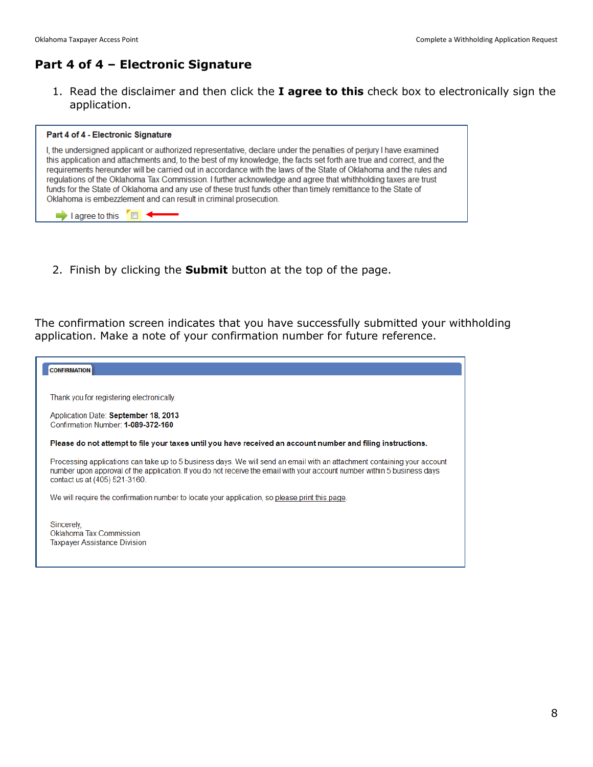## Part 4 of 4 – Electronic Signature

1. Read the disclaimer and then click the **I agree to this** check box to electronically sign the application.

**Part 4 of 4 - Electronic Signature**

I, the undersigned applicant or authorized representative, declare under the penalties of perjury I have examined this application and attachments and, to the best of my knowledge, the facts set forth are true and correct, and the requirements hereunder will be carried out in accordance with the laws of the State of Oklahoma and the rules and regulations of the Oklahoma Tax Commission. I further acknowledge and agree that whithholding taxes are trust funds for the State of Oklahoma and any use of these trust funds other than timely remittance to the State of Oklahoma is embezzlement and can result in criminal prosecution.

I agree to this

2. Finish by clicking the **Submit** button at the top of the page.

The confirmation screen indicates that you have successfully submitted your withholding application. Make a note of your confirmation number for future reference.

CONFIRMATION

Thank you for registering electronically.

Application Date: **September 18, 2013**
Confirmation Number: **1-089-372-160**

**Please do not attempt to file your taxes until you have received an account number and filing instructions.**

Processing applications can take up to 5 business days. We will send an email with an attachment containing your account number upon approval of the application. If you do not receive the email with your account number within 5 business days contact us at (405) 521-3160.

We will require the confirmation number to locate your application, so please print this page.

Sincerely,
Oklahoma Tax Commission
Taxpayer Assistance Division